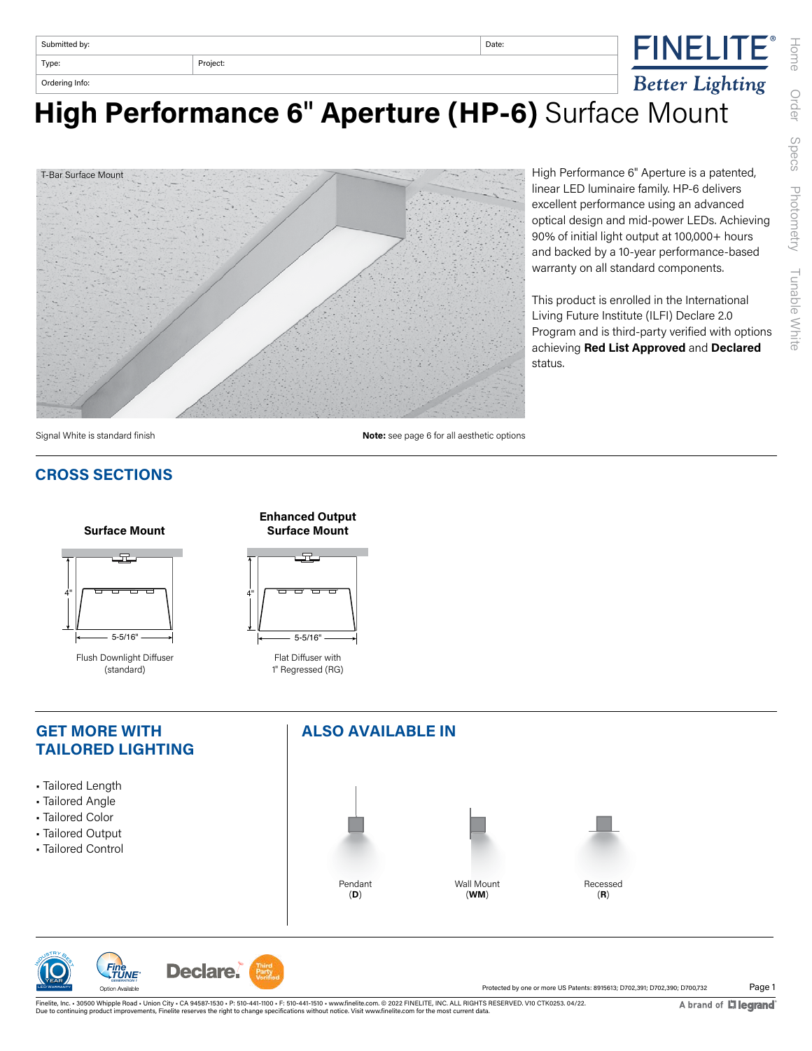| Submitted by: | | Date: |
| --- | --- | --- |
| Type: | Project: | |
| Ordering Info: | | |

FINELITE®
Better Lighting

Home | Order | Specs | Photometry | Tunable White

# High Performance 6" Aperture (HP-6) Surface Mount

T-Bar Surface Mount

High Performance 6" Aperture is a patented, linear LED luminaire family. HP-6 delivers excellent performance using an advanced optical design and mid-power LEDs. Achieving 90% of initial light output at 100,000+ hours and backed by a 10-year performance-based warranty on all standard components.

This product is enrolled in the International Living Future Institute (ILFI) Declare 2.0 Program and is third-party verified with options achieving **Red List Approved** and **Declared** status.

Signal White is standard finish

**Note:** see page 6 for all aesthetic options

## CROSS SECTIONS

**Surface Mount**

4"

5-5/16"

Flush Downlight Diffuser (standard)

**Enhanced Output Surface Mount**

4"

5-5/16"

Flat Diffuser with 1" Regressed (RG)

## GET MORE WITH TAILORED LIGHTING

- Tailored Length
- Tailored Angle
- Tailored Color
- Tailored Output
- Tailored Control

## ALSO AVAILABLE IN

Pendant (**D**)

Wall Mount (**WM**)

Recessed (**R**)

Industry Best 10 Year LED Warranty | FineTUNE Generation 1 Option Available | Declare. Third Party Verified

Protected by one or more US Patents: 8915613; D702,391; D702,390; D700,732

Finelite, Inc. • 30500 Whipple Road • Union City • CA 94587-1530 • P: 510-441-1100 • F: 510-441-1510 • www.finelite.com. © 2022 FINELITE, INC. ALL RIGHTS RESERVED. V10 CTK0253. 04/22.
Due to continuing product improvements, Finelite reserves the right to change specifications without notice. Visit www.finelite.com for the most current data.

A brand of legrand®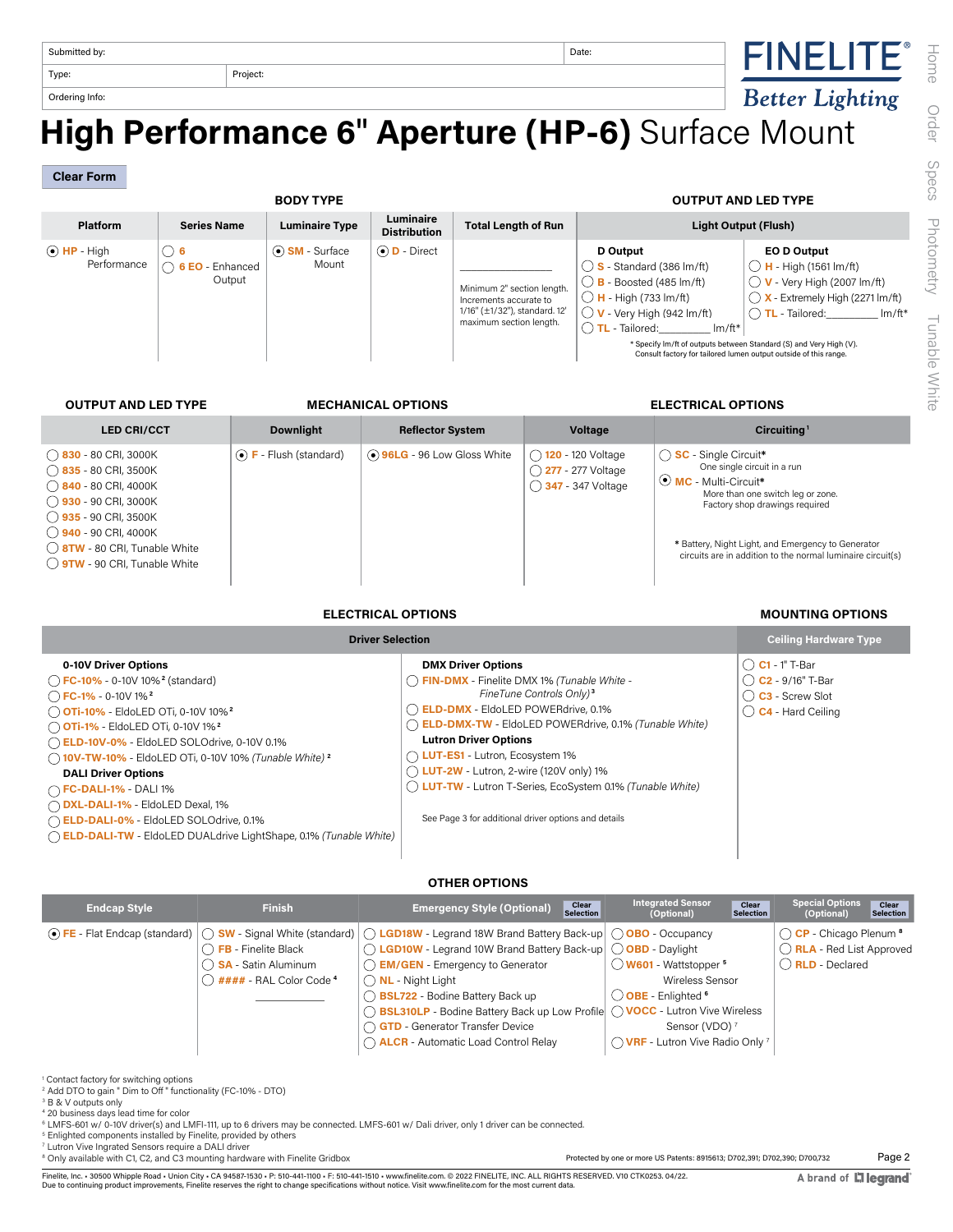| Submitted by: | | Date: |
|---|---|---|
| Type: | Project: | |
| Ordering Info: | | |

FINELITE® Better Lighting

# High Performance 6" Aperture (HP-6) Surface Mount

Clear Form

## BODY TYPE / OUTPUT AND LED TYPE

| Platform | Series Name | Luminaire Type | Luminaire Distribution | Total Length of Run | Light Output (Flush) | |
|---|---|---|---|---|---|---|
| | | | | | **D Output** | **EO D Output** |
| (●) HP - High Performance | ○ 6<br>○ 6 EO - Enhanced Output | (●) SM - Surface Mount | (●) D - Direct | ________<br>Minimum 2" section length. Increments accurate to 1/16" (±1/32"), standard. 12' maximum section length. | ○ S - Standard (386 lm/ft)<br>○ B - Boosted (485 lm/ft)<br>○ H - High (733 lm/ft)<br>○ V - Very High (942 lm/ft)<br>○ TL - Tailored:________ lm/ft* | ○ H - High (1561 lm/ft)<br>○ V - Very High (2007 lm/ft)<br>○ X - Extremely High (2271 lm/ft)<br>○ TL - Tailored:________ lm/ft* |

* Specify lm/ft of outputs between Standard (S) and Very High (V). Consult factory for tailored lumen output outside of this range.

## OUTPUT AND LED TYPE / MECHANICAL OPTIONS / ELECTRICAL OPTIONS

| LED CRI/CCT | Downlight | Reflector System | Voltage | Circuiting[1] |
|---|---|---|---|---|
| ○ 830 - 80 CRI, 3000K<br>○ 835 - 80 CRI, 3500K<br>○ 840 - 80 CRI, 4000K<br>○ 930 - 90 CRI, 3000K<br>○ 935 - 90 CRI, 3500K<br>○ 940 - 90 CRI, 4000K<br>○ 8TW - 80 CRI, Tunable White<br>○ 9TW - 90 CRI, Tunable White | (●) F - Flush (standard) | (●) 96LG - 96 Low Gloss White | ○ 120 - 120 Voltage<br>○ 277 - 277 Voltage<br>○ 347 - 347 Voltage | ○ SC - Single Circuit* One single circuit in a run<br>(●) MC - Multi-Circuit* More than one switch leg or zone. Factory shop drawings required<br><br>* Battery, Night Light, and Emergency to Generator circuits are in addition to the normal luminaire circuit(s) |

## ELECTRICAL OPTIONS / MOUNTING OPTIONS

| Driver Selection | | Ceiling Hardware Type |
|---|---|---|
| **0-10V Driver Options**<br>○ FC-10% - 0-10V 10%[2] (standard)<br>○ FC-1% - 0-10V 1%[2]<br>○ OTi-10% - EldoLED OTi, 0-10V 10%[2]<br>○ OTi-1% - EldoLED OTi, 0-10V 1%[2]<br>○ ELD-10V-0% - EldoLED SOLOdrive, 0-10V 0.1%<br>○ 10V-TW-10% - EldoLED OTi, 0-10V 10% *(Tunable White)*[2]<br>**DALI Driver Options**<br>○ FC-DALI-1% - DALI 1%<br>○ DXL-DALI-1% - EldoLED Dexal, 1%<br>○ ELD-DALI-0% - EldoLED SOLOdrive, 0.1%<br>○ ELD-DALI-TW - EldoLED DUALdrive LightShape, 0.1% *(Tunable White)* | **DMX Driver Options**<br>○ FIN-DMX - Finelite DMX 1% *(Tunable White - FineTune Controls Only)*[3]<br>○ ELD-DMX - EldoLED POWERdrive, 0.1%<br>○ ELD-DMX-TW - EldoLED POWERdrive, 0.1% *(Tunable White)*<br>**Lutron Driver Options**<br>○ LUT-ES1 - Lutron, Ecosystem 1%<br>○ LUT-2W - Lutron, 2-wire (120V only) 1%<br>○ LUT-TW - Lutron T-Series, EcoSystem 0.1% *(Tunable White)*<br><br>See Page 3 for additional driver options and details | ○ C1 - 1" T-Bar<br>○ C2 - 9/16" T-Bar<br>○ C3 - Screw Slot<br>○ C4 - Hard Ceiling |

## OTHER OPTIONS

| Endcap Style | Finish | Emergency Style (Optional) | Integrated Sensor (Optional) | Special Options (Optional) |
|---|---|---|---|---|
| (●) FE - Flat Endcap (standard) | ○ SW - Signal White (standard)<br>○ FB - Finelite Black<br>○ SA - Satin Aluminum<br>○ #### - RAL Color Code[4] ________ | ○ LGD18W - Legrand 18W Brand Battery Back-up<br>○ LGD10W - Legrand 10W Brand Battery Back-up<br>○ EM/GEN - Emergency to Generator<br>○ NL - Night Light<br>○ BSL722 - Bodine Battery Back up<br>○ BSL310LP - Bodine Battery Back up Low Profile<br>○ GTD - Generator Transfer Device<br>○ ALCR - Automatic Load Control Relay | ○ OBO - Occupancy<br>○ OBD - Daylight<br>○ W601 - Wattstopper[5] Wireless Sensor<br>○ OBE - Enlighted[6]<br>○ VOCC - Lutron Vive Wireless Sensor (VDO)[7]<br>○ VRF - Lutron Vive Radio Only[7] | ○ CP - Chicago Plenum[8]<br>○ RLA - Red List Approved<br>○ RLD - Declared |

[1] Contact factory for switching options
[2] Add DTO to gain " Dim to Off " functionality (FC-10% - DTO)
[3] B & V outputs only
[4] 20 business days lead time for color
[5] LMFS-601 w/ 0-10V driver(s) and LMFI-111, up to 6 drivers may be connected. LMFS-601 w/ Dali driver, only 1 driver can be connected.
[6] Enlighted components installed by Finelite, provided by others
[7] Lutron Vive Ingrated Sensors require a DALI driver
[8] Only available with C1, C2, and C3 mounting hardware with Finelite Gridbox

Protected by one or more US Patents: 8915613; D702,391; D702,390; D700,732

Finelite, Inc. • 30500 Whipple Road • Union City • CA 94587-1530 • P: 510-441-1100 • F: 510-441-1510 • www.finelite.com. © 2022 FINELITE, INC. ALL RIGHTS RESERVED. V10 CTK0253. 04/22. Due to continuing product improvements, Finelite reserves the right to change specifications without notice. Visit www.finelite.com for the most current data.

A brand of legrand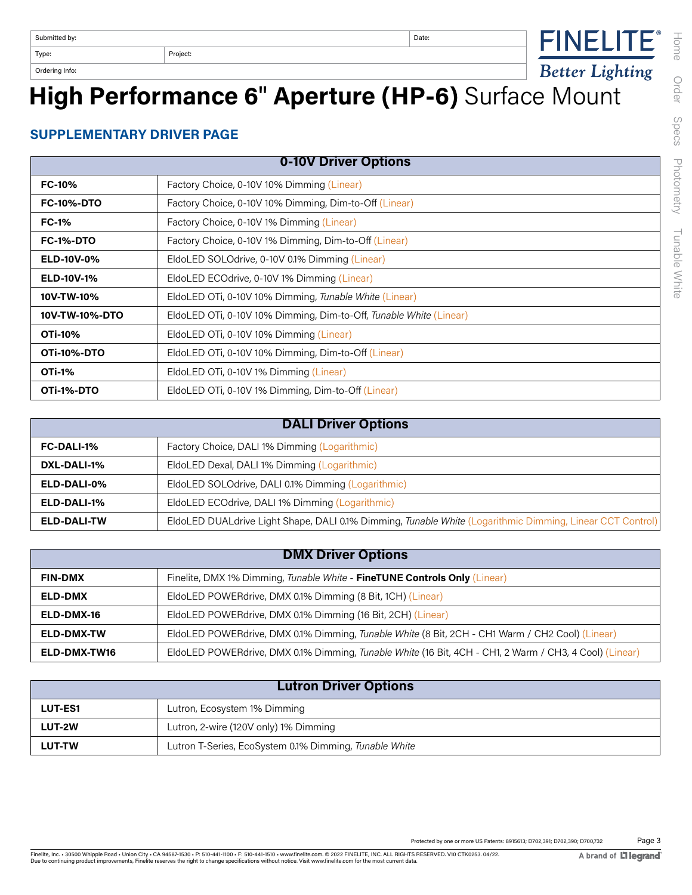| Submitted by: | | Date: |
|---|---|---|
| Type: | Project: | |
| Ordering Info: | | |

# High Performance 6" Aperture (HP-6) Surface Mount

## SUPPLEMENTARY DRIVER PAGE

| 0-10V Driver Options | |
|---|---|
| **FC-10%** | Factory Choice, 0-10V 10% Dimming (Linear) |
| **FC-10%-DTO** | Factory Choice, 0-10V 10% Dimming, Dim-to-Off (Linear) |
| **FC-1%** | Factory Choice, 0-10V 1% Dimming (Linear) |
| **FC-1%-DTO** | Factory Choice, 0-10V 1% Dimming, Dim-to-Off (Linear) |
| **ELD-10V-0%** | EldoLED SOLOdrive, 0-10V 0.1% Dimming (Linear) |
| **ELD-10V-1%** | EldoLED ECOdrive, 0-10V 1% Dimming (Linear) |
| **10V-TW-10%** | EldoLED OTi, 0-10V 10% Dimming, *Tunable White* (Linear) |
| **10V-TW-10%-DTO** | EldoLED OTi, 0-10V 10% Dimming, Dim-to-Off, *Tunable White* (Linear) |
| **OTi-10%** | EldoLED OTi, 0-10V 10% Dimming (Linear) |
| **OTi-10%-DTO** | EldoLED OTi, 0-10V 10% Dimming, Dim-to-Off (Linear) |
| **OTi-1%** | EldoLED OTi, 0-10V 1% Dimming (Linear) |
| **OTi-1%-DTO** | EldoLED OTi, 0-10V 1% Dimming, Dim-to-Off (Linear) |

| DALI Driver Options | |
|---|---|
| **FC-DALI-1%** | Factory Choice, DALI 1% Dimming (Logarithmic) |
| **DXL-DALI-1%** | EldoLED Dexal, DALI 1% Dimming (Logarithmic) |
| **ELD-DALI-0%** | EldoLED SOLOdrive, DALI 0.1% Dimming (Logarithmic) |
| **ELD-DALI-1%** | EldoLED ECOdrive, DALI 1% Dimming (Logarithmic) |
| **ELD-DALI-TW** | EldoLED DUALdrive Light Shape, DALI 0.1% Dimming, *Tunable White* (Logarithmic Dimming, Linear CCT Control) |

| DMX Driver Options | |
|---|---|
| **FIN-DMX** | Finelite, DMX 1% Dimming, *Tunable White* - **FineTUNE Controls Only** (Linear) |
| **ELD-DMX** | EldoLED POWERdrive, DMX 0.1% Dimming (8 Bit, 1CH) (Linear) |
| **ELD-DMX-16** | EldoLED POWERdrive, DMX 0.1% Dimming (16 Bit, 2CH) (Linear) |
| **ELD-DMX-TW** | EldoLED POWERdrive, DMX 0.1% Dimming, *Tunable White* (8 Bit, 2CH - CH1 Warm / CH2 Cool) (Linear) |
| **ELD-DMX-TW16** | EldoLED POWERdrive, DMX 0.1% Dimming, *Tunable White* (16 Bit, 4CH - CH1, 2 Warm / CH3, 4 Cool) (Linear) |

| Lutron Driver Options | |
|---|---|
| **LUT-ES1** | Lutron, Ecosystem 1% Dimming |
| **LUT-2W** | Lutron, 2-wire (120V only) 1% Dimming |
| **LUT-TW** | Lutron T-Series, EcoSystem 0.1% Dimming, *Tunable White* |

Protected by one or more US Patents: 8915613; D702,391; D702,390; D700,732

Finelite, Inc. • 30500 Whipple Road • Union City • CA 94587-1530 • P: 510-441-1100 • F: 510-441-1510 • www.finelite.com. © 2022 FINELITE, INC. ALL RIGHTS RESERVED. V10 CTK0253. 04/22.
Due to continuing product improvements, Finelite reserves the right to change specifications without notice. Visit www.finelite.com for the most current data.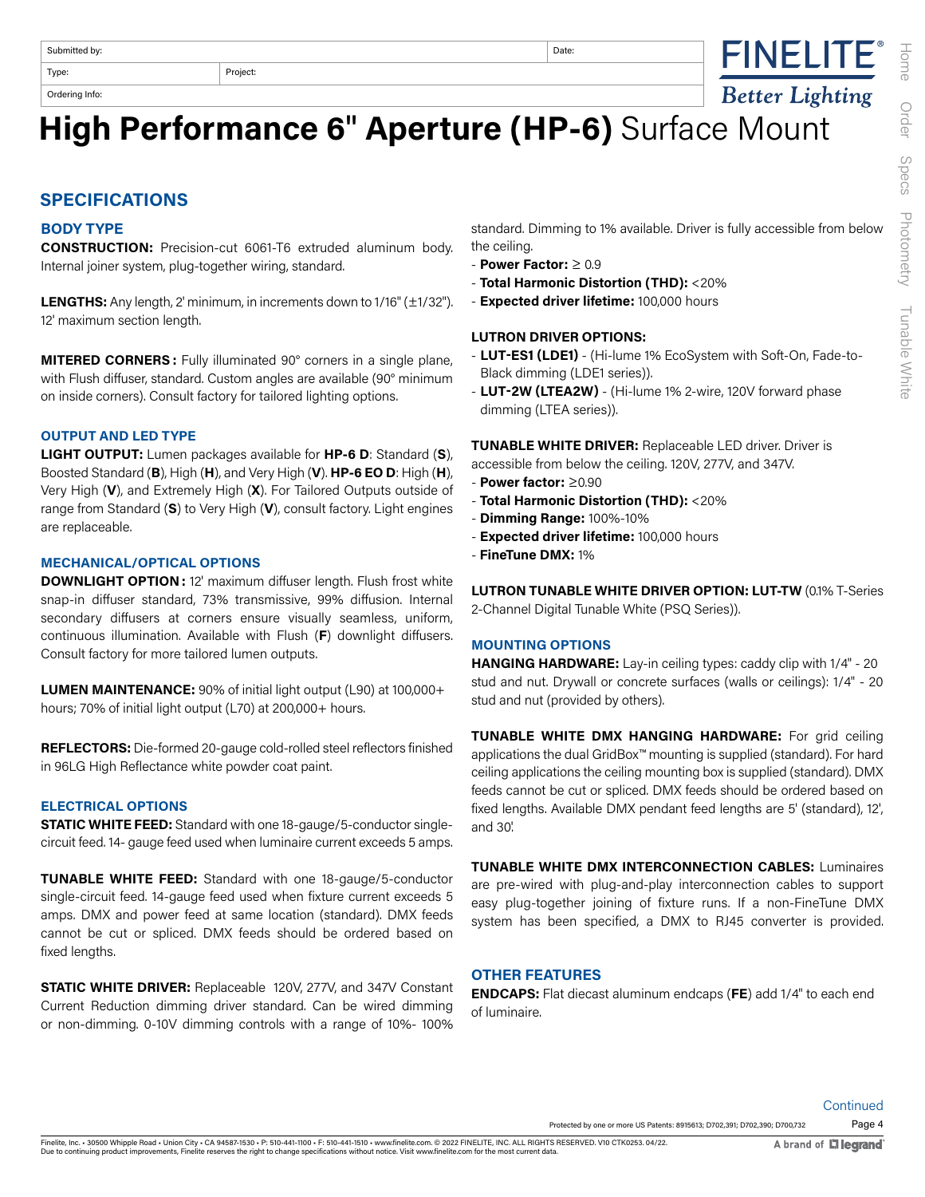| Submitted by: | | Date: |
|---|---|---|
| Type: | Project: | |
| Ordering Info: | | |

# **High Performance 6" Aperture (HP-6)** Surface Mount

## SPECIFICATIONS

### BODY TYPE

**CONSTRUCTION:** Precision-cut 6061-T6 extruded aluminum body. Internal joiner system, plug-together wiring, standard.

**LENGTHS:** Any length, 2' minimum, in increments down to 1/16" (±1/32"). 12' maximum section length.

**MITERED CORNERS:** Fully illuminated 90° corners in a single plane, with Flush diffuser, standard. Custom angles are available (90° minimum on inside corners). Consult factory for tailored lighting options.

### OUTPUT AND LED TYPE

**LIGHT OUTPUT:** Lumen packages available for **HP-6 D**: Standard (**S**), Boosted Standard (**B**), High (**H**), and Very High (**V**). **HP-6 EO D**: High (**H**), Very High (**V**), and Extremely High (**X**). For Tailored Outputs outside of range from Standard (**S**) to Very High (**V**), consult factory. Light engines are replaceable.

### MECHANICAL/OPTICAL OPTIONS

**DOWNLIGHT OPTION:** 12' maximum diffuser length. Flush frost white snap-in diffuser standard, 73% transmissive, 99% diffusion. Internal secondary diffusers at corners ensure visually seamless, uniform, continuous illumination. Available with Flush (**F**) downlight diffusers. Consult factory for more tailored lumen outputs.

**LUMEN MAINTENANCE:** 90% of initial light output (L90) at 100,000+ hours; 70% of initial light output (L70) at 200,000+ hours.

**REFLECTORS:** Die-formed 20-gauge cold-rolled steel reflectors finished in 96LG High Reflectance white powder coat paint.

### ELECTRICAL OPTIONS

**STATIC WHITE FEED:** Standard with one 18-gauge/5-conductor single-circuit feed. 14- gauge feed used when luminaire current exceeds 5 amps.

**TUNABLE WHITE FEED:** Standard with one 18-gauge/5-conductor single-circuit feed. 14-gauge feed used when fixture current exceeds 5 amps. DMX and power feed at same location (standard). DMX feeds cannot be cut or spliced. DMX feeds should be ordered based on fixed lengths.

**STATIC WHITE DRIVER:** Replaceable 120V, 277V, and 347V Constant Current Reduction dimming driver standard. Can be wired dimming or non-dimming. 0-10V dimming controls with a range of 10%- 100% standard. Dimming to 1% available. Driver is fully accessible from below the ceiling.

- **Power Factor:** ≥ 0.9
- **Total Harmonic Distortion (THD):** <20%
- **Expected driver lifetime:** 100,000 hours

**LUTRON DRIVER OPTIONS:**

- **LUT-ES1 (LDE1)** - (Hi-lume 1% EcoSystem with Soft-On, Fade-to-Black dimming (LDE1 series)).
- **LUT-2W (LTEA2W)** - (Hi-lume 1% 2-wire, 120V forward phase dimming (LTEA series)).

**TUNABLE WHITE DRIVER:** Replaceable LED driver. Driver is accessible from below the ceiling. 120V, 277V, and 347V.

- **Power factor:** ≥0.90
- **Total Harmonic Distortion (THD):** <20%
- **Dimming Range:** 100%-10%
- **Expected driver lifetime:** 100,000 hours
- **FineTune DMX:** 1%

**LUTRON TUNABLE WHITE DRIVER OPTION: LUT-TW** (0.1% T-Series 2-Channel Digital Tunable White (PSQ Series)).

### MOUNTING OPTIONS

**HANGING HARDWARE:** Lay-in ceiling types: caddy clip with 1/4" - 20 stud and nut. Drywall or concrete surfaces (walls or ceilings): 1/4" - 20 stud and nut (provided by others).

**TUNABLE WHITE DMX HANGING HARDWARE:** For grid ceiling applications the dual GridBox™ mounting is supplied (standard). For hard ceiling applications the ceiling mounting box is supplied (standard). DMX feeds cannot be cut or spliced. DMX feeds should be ordered based on fixed lengths. Available DMX pendant feed lengths are 5' (standard), 12', and 30'.

**TUNABLE WHITE DMX INTERCONNECTION CABLES:** Luminaires are pre-wired with plug-and-play interconnection cables to support easy plug-together joining of fixture runs. If a non-FineTune DMX system has been specified, a DMX to RJ45 converter is provided.

### OTHER FEATURES

**ENDCAPS:** Flat diecast aluminum endcaps (**FE**) add 1/4" to each end of luminaire.

Continued

Protected by one or more US Patents: 8915613; D702,391; D702,390; D700,732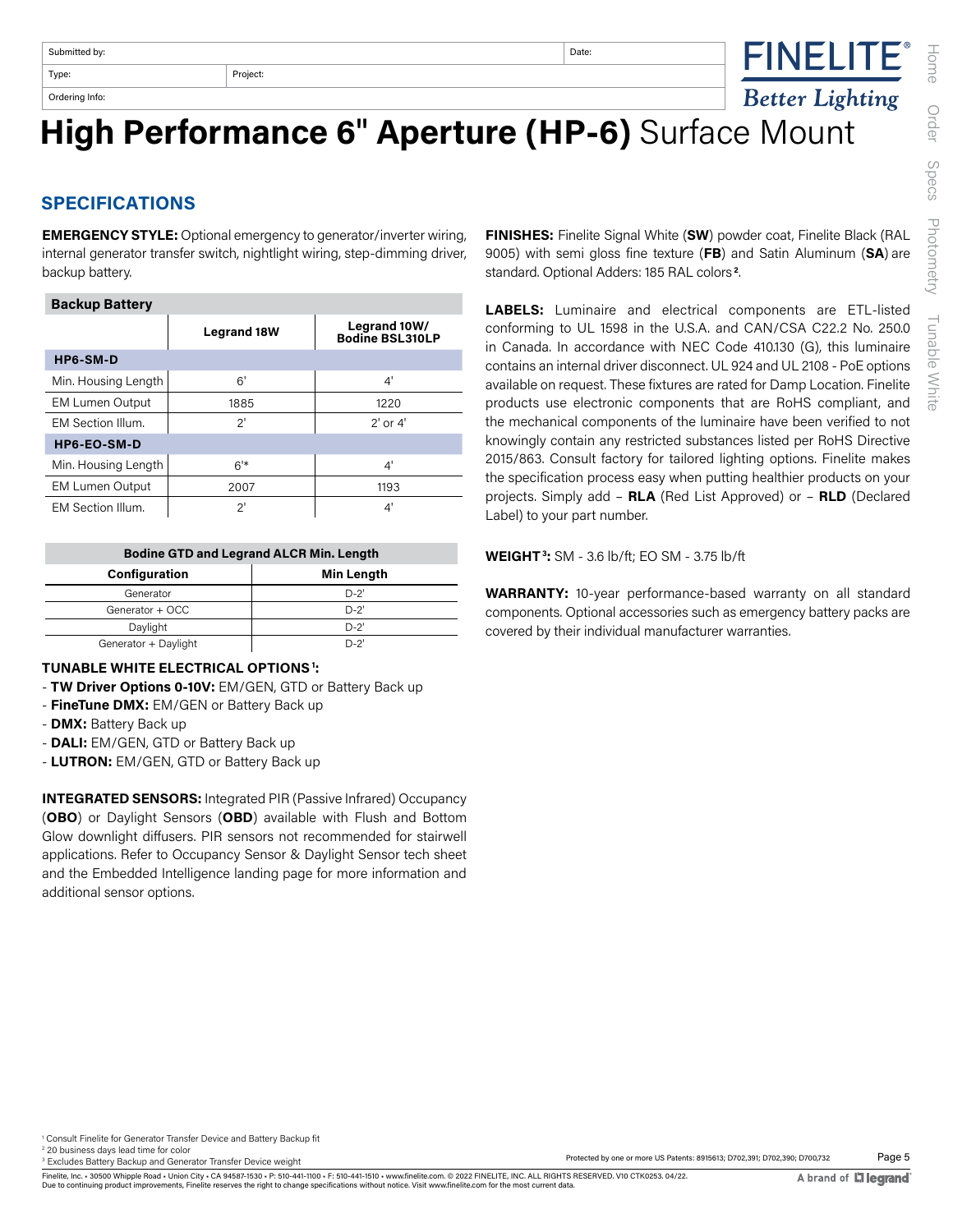| Submitted by: | | Date: |
|---|---|---|
| Type: | Project: | |
| Ordering Info: | | |

# High Performance 6" Aperture (HP-6) Surface Mount

## SPECIFICATIONS

**EMERGENCY STYLE:** Optional emergency to generator/inverter wiring, internal generator transfer switch, nightlight wiring, step-dimming driver, backup battery.

| Backup Battery | | |
|---|---|---|
| | **Legrand 18W** | **Legrand 10W/ Bodine BSL310LP** |
| **HP6-SM-D** | | |
| Min. Housing Length | 6' | 4' |
| EM Lumen Output | 1885 | 1220 |
| EM Section Illum. | 2' | 2' or 4' |
| **HP6-EO-SM-D** | | |
| Min. Housing Length | 6'* | 4' |
| EM Lumen Output | 2007 | 1193 |
| EM Section Illum. | 2' | 4' |

| Bodine GTD and Legrand ALCR Min. Length | |
|---|---|
| **Configuration** | **Min Length** |
| Generator | D-2' |
| Generator + OCC | D-2' |
| Daylight | D-2' |
| Generator + Daylight | D-2' |

**TUNABLE WHITE ELECTRICAL OPTIONS[1]:**

- **TW Driver Options 0-10V:** EM/GEN, GTD or Battery Back up
- **FineTune DMX:** EM/GEN or Battery Back up
- **DMX:** Battery Back up
- **DALI:** EM/GEN, GTD or Battery Back up
- **LUTRON:** EM/GEN, GTD or Battery Back up

**INTEGRATED SENSORS:** Integrated PIR (Passive Infrared) Occupancy (**OBO**) or Daylight Sensors (**OBD**) available with Flush and Bottom Glow downlight diffusers. PIR sensors not recommended for stairwell applications. Refer to Occupancy Sensor & Daylight Sensor tech sheet and the Embedded Intelligence landing page for more information and additional sensor options.

**FINISHES:** Finelite Signal White (**SW**) powder coat, Finelite Black (RAL 9005) with semi gloss fine texture (**FB**) and Satin Aluminum (**SA**) are standard. Optional Adders: 185 RAL colors[2].

**LABELS:** Luminaire and electrical components are ETL-listed conforming to UL 1598 in the U.S.A. and CAN/CSA C22.2 No. 250.0 in Canada. In accordance with NEC Code 410.130 (G), this luminaire contains an internal driver disconnect. UL 924 and UL 2108 - PoE options available on request. These fixtures are rated for Damp Location. Finelite products use electronic components that are RoHS compliant, and the mechanical components of the luminaire have been verified to not knowingly contain any restricted substances listed per RoHS Directive 2015/863. Consult factory for tailored lighting options. Finelite makes the specification process easy when putting healthier products on your projects. Simply add – **RLA** (Red List Approved) or – **RLD** (Declared Label) to your part number.

**WEIGHT[3]:** SM - 3.6 lb/ft; EO SM - 3.75 lb/ft

**WARRANTY:** 10-year performance-based warranty on all standard components. Optional accessories such as emergency battery packs are covered by their individual manufacturer warranties.

[1] Consult Finelite for Generator Transfer Device and Battery Backup fit
[2] 20 business days lead time for color
[3] Excludes Battery Backup and Generator Transfer Device weight

Protected by one or more US Patents: 8915613; D702,391; D702,390; D700,732

Finelite, Inc. • 30500 Whipple Road • Union City • CA 94587-1530 • P: 510-441-1100 • F: 510-441-1510 • www.finelite.com. © 2022 FINELITE, INC. ALL RIGHTS RESERVED. V10 CTK0253. 04/22.
Due to continuing product improvements, Finelite reserves the right to change specifications without notice. Visit www.finelite.com for the most current data.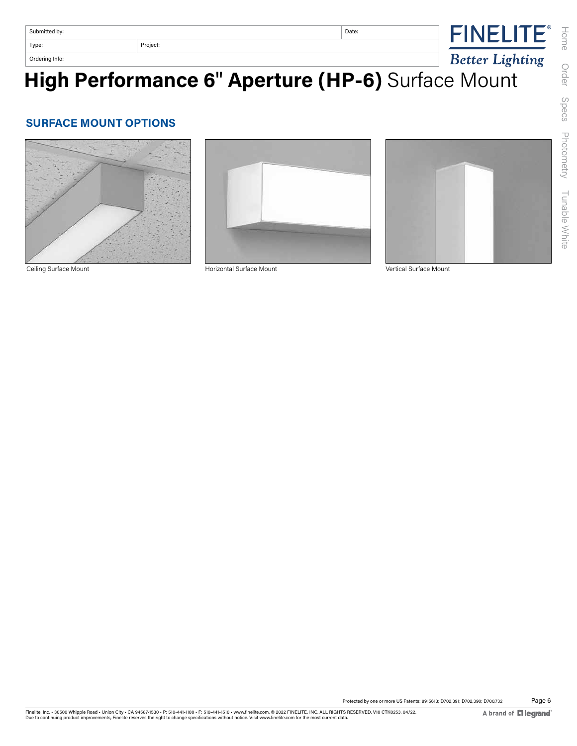| Submitted by: | | Date: |
| --- | --- | --- |
| Type: | Project: | |
| Ordering Info: | | |

# **High Performance 6" Aperture (HP-6)** Surface Mount

## SURFACE MOUNT OPTIONS

Ceiling Surface Mount

Horizontal Surface Mount

Vertical Surface Mount

Protected by one or more US Patents: 8915613; D702,391; D702,390; D700,732

Finelite, Inc. • 30500 Whipple Road • Union City • CA 94587-1530 • P: 510-441-1100 • F: 510-441-1510 • www.finelite.com. © 2022 FINELITE, INC. ALL RIGHTS RESERVED. V10 CTK0253. 04/22.
Due to continuing product improvements, Finelite reserves the right to change specifications without notice. Visit www.finelite.com for the most current data.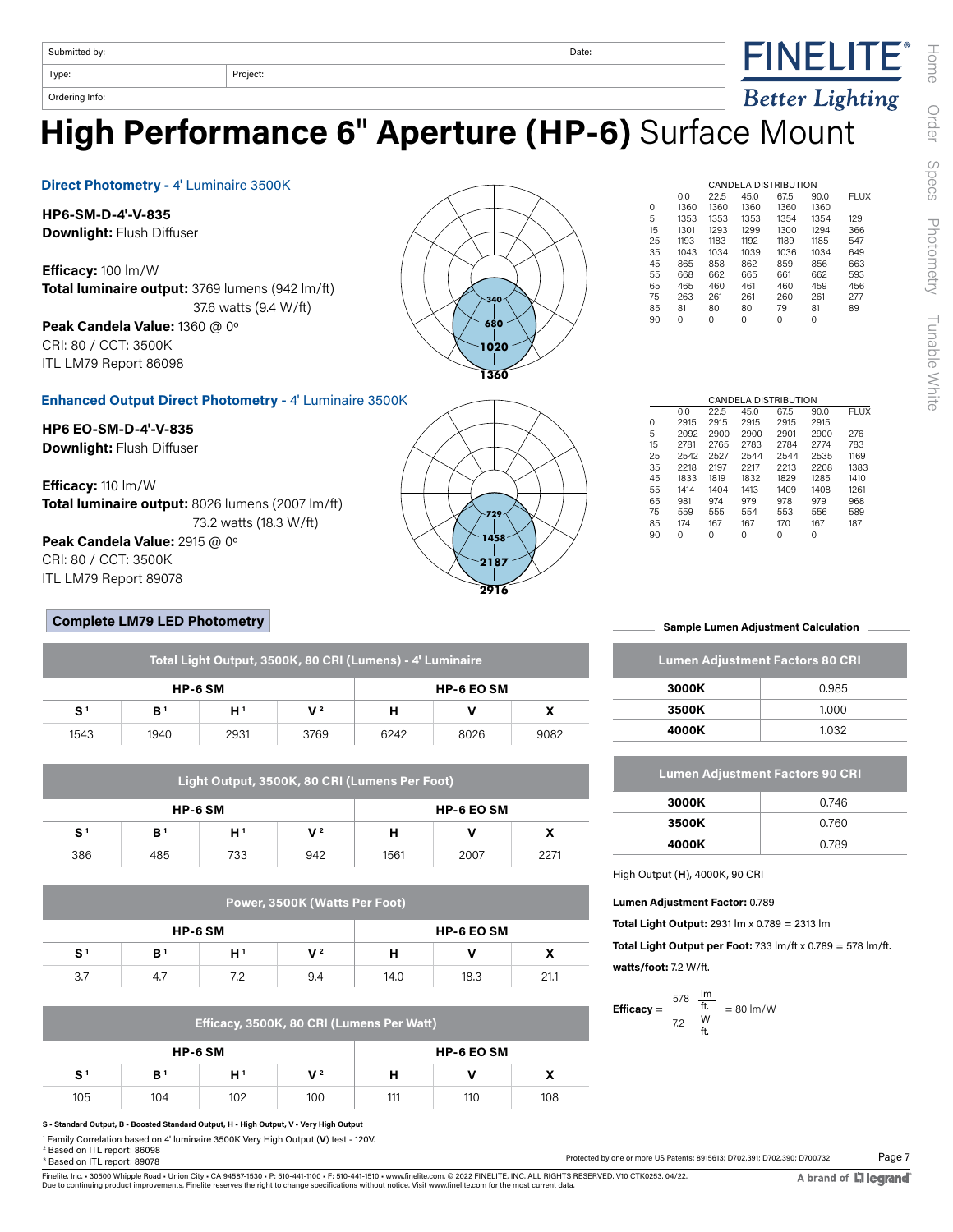| Submitted by: | | Date: |
|---|---|---|
| Type: | Project: | |
| Ordering Info: | | |

# High Performance 6" Aperture (HP-6) Surface Mount

## Direct Photometry - 4' Luminaire 3500K

**HP6-SM-D-4'-V-835**
**Downlight:** Flush Diffuser

**Efficacy:** 100 lm/W
**Total luminaire output:** 3769 lumens (942 lm/ft)
37.6 watts (9.4 W/ft)
**Peak Candela Value:** 1360 @ 0º
CRI: 80 / CCT: 3500K
ITL LM79 Report 86098

CANDELA DISTRIBUTION

| | 0.0 | 22.5 | 45.0 | 67.5 | 90.0 | FLUX |
|---|---|---|---|---|---|---|
| 0 | 1360 | 1360 | 1360 | 1360 | 1360 | |
| 5 | 1353 | 1353 | 1353 | 1354 | 1354 | 129 |
| 15 | 1301 | 1293 | 1299 | 1300 | 1294 | 366 |
| 25 | 1193 | 1183 | 1192 | 1189 | 1185 | 547 |
| 35 | 1043 | 1034 | 1039 | 1036 | 1034 | 649 |
| 45 | 865 | 858 | 862 | 859 | 856 | 663 |
| 55 | 668 | 662 | 665 | 661 | 662 | 593 |
| 65 | 465 | 460 | 461 | 460 | 459 | 456 |
| 75 | 263 | 261 | 261 | 260 | 261 | 277 |
| 85 | 81 | 80 | 80 | 79 | 81 | 89 |
| 90 | 0 | 0 | 0 | 0 | 0 | |

## Enhanced Output Direct Photometry - 4' Luminaire 3500K

**HP6 EO-SM-D-4'-V-835**
**Downlight:** Flush Diffuser

**Efficacy:** 110 lm/W
**Total luminaire output:** 8026 lumens (2007 lm/ft)
73.2 watts (18.3 W/ft)
**Peak Candela Value:** 2915 @ 0º
CRI: 80 / CCT: 3500K
ITL LM79 Report 89078

CANDELA DISTRIBUTION

| | 0.0 | 22.5 | 45.0 | 67.5 | 90.0 | FLUX |
|---|---|---|---|---|---|---|
| 0 | 2915 | 2915 | 2915 | 2915 | 2915 | |
| 5 | 2092 | 2900 | 2900 | 2901 | 2900 | 276 |
| 15 | 2781 | 2765 | 2783 | 2784 | 2774 | 783 |
| 25 | 2542 | 2527 | 2544 | 2544 | 2535 | 1169 |
| 35 | 2218 | 2197 | 2217 | 2213 | 2208 | 1383 |
| 45 | 1833 | 1819 | 1832 | 1829 | 1285 | 1410 |
| 55 | 1414 | 1404 | 1413 | 1409 | 1408 | 1261 |
| 65 | 981 | 974 | 979 | 978 | 979 | 968 |
| 75 | 559 | 555 | 554 | 553 | 556 | 589 |
| 85 | 174 | 167 | 167 | 170 | 167 | 187 |
| 90 | 0 | 0 | 0 | 0 | 0 | |

## Complete LM79 LED Photometry

**Total Light Output, 3500K, 80 CRI (Lumens) - 4' Luminaire**

| HP-6 SM | | | | HP-6 EO SM | | |
|---|---|---|---|---|---|---|
| S [1] | B [1] | H [1] | V [2] | H | V | X |
| 1543 | 1940 | 2931 | 3769 | 6242 | 8026 | 9082 |

**Light Output, 3500K, 80 CRI (Lumens Per Foot)**

| HP-6 SM | | | | HP-6 EO SM | | |
|---|---|---|---|---|---|---|
| S [1] | B [1] | H [1] | V [2] | H | V | X |
| 386 | 485 | 733 | 942 | 1561 | 2007 | 2271 |

**Power, 3500K (Watts Per Foot)**

| HP-6 SM | | | | HP-6 EO SM | | |
|---|---|---|---|---|---|---|
| S [1] | B [1] | H [1] | V [2] | H | V | X |
| 3.7 | 4.7 | 7.2 | 9.4 | 14.0 | 18.3 | 21.1 |

**Efficacy, 3500K, 80 CRI (Lumens Per Watt)**

| HP-6 SM | | | | HP-6 EO SM | | |
|---|---|---|---|---|---|---|
| S [1] | B [1] | H [1] | V [2] | H | V | X |
| 105 | 104 | 102 | 100 | 111 | 110 | 108 |

**S - Standard Output, B - Boosted Standard Output, H - High Output, V - Very High Output**

[1] Family Correlation based on 4' luminaire 3500K Very High Output (**V**) test - 120V.
[2] Based on ITL report: 86098
[3] Based on ITL report: 89078

### Sample Lumen Adjustment Calculation

| Lumen Adjustment Factors 80 CRI | |
|---|---|
| **3000K** | 0.985 |
| **3500K** | 1.000 |
| **4000K** | 1.032 |

| Lumen Adjustment Factors 90 CRI | |
|---|---|
| **3000K** | 0.746 |
| **3500K** | 0.760 |
| **4000K** | 0.789 |

High Output (**H**), 4000K, 90 CRI

**Lumen Adjustment Factor:** 0.789

**Total Light Output:** 2931 lm x 0.789 = 2313 lm

**Total Light Output per Foot:** 733 lm/ft x 0.789 = 578 lm/ft.

**watts/foot:** 7.2 W/ft.

$$\textbf{Efficacy} = \frac{578 \ \frac{\text{lm}}{\text{ft.}}}{7.2 \ \frac{\text{W}}{\text{ft.}}} = 80 \text{ lm/W}$$

Protected by one or more US Patents: 8915613; D702,391; D702,390; D700,732

Finelite, Inc. • 30500 Whipple Road • Union City • CA 94587-1530 • P: 510-441-1100 • F: 510-441-1510 • www.finelite.com. © 2022 FINELITE, INC. ALL RIGHTS RESERVED. V10 CTK0253. 04/22.
Due to continuing product improvements, Finelite reserves the right to change specifications without notice. Visit www.finelite.com for the most current data.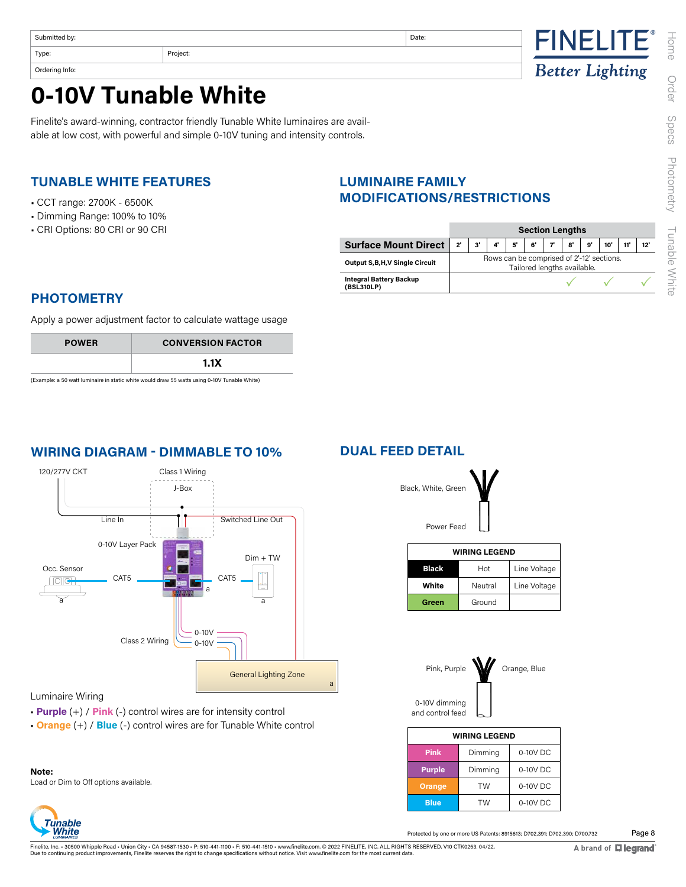| Submitted by: | | Date: |
|---|---|---|
| Type: | Project: | |
| Ordering Info: | | |

# 0-10V Tunable White

Finelite's award-winning, contractor friendly Tunable White luminaires are available at low cost, with powerful and simple 0-10V tuning and intensity controls.

## TUNABLE WHITE FEATURES

- CCT range: 2700K - 6500K
- Dimming Range: 100% to 10%
- CRI Options: 80 CRI or 90 CRI

## LUMINAIRE FAMILY MODIFICATIONS/RESTRICTIONS

| | Section Lengths | | | | | | | | | | |
|---|---|---|---|---|---|---|---|---|---|---|---|
| **Surface Mount Direct** | 2' | 3' | 4' | 5' | 6' | 7' | 8' | 9' | 10' | 11' | 12' |
| **Output S,B,H,V Single Circuit** | Rows can be comprised of 2'-12' sections. Tailored lengths available. | | | | | | | | | | |
| **Integral Battery Backup (BSL310LP)** | | | | | | | ✓ | | ✓ | | ✓ |

## PHOTOMETRY

Apply a power adjustment factor to calculate wattage usage

| POWER | CONVERSION FACTOR |
|---|---|
| | **1.1X** |

(Example: a 50 watt luminaire in static white would draw 55 watts using 0-10V Tunable White)

## WIRING DIAGRAM - DIMMABLE TO 10%

120/277V CKT
Class 1 Wiring
J-Box
Line In
Switched Line Out
0-10V Layer Pack
Dim + TW
Occ. Sensor
CAT5
CAT5
a
a
a
Class 2 Wiring
0-10V
0-10V
General Lighting Zone
a

Luminaire Wiring

- **Purple** (+) / **Pink** (-) control wires are for intensity control
- **Orange** (+) / **Blue** (-) control wires are for Tunable White control

**Note:**
Load or Dim to Off options available.

## DUAL FEED DETAIL

Black, White, Green
Power Feed

| WIRING LEGEND | | |
|---|---|---|
| **Black** | Hot | Line Voltage |
| **White** | Neutral | Line Voltage |
| **Green** | Ground | |

Pink, Purple
Orange, Blue
0-10V dimming and control feed

| WIRING LEGEND | | |
|---|---|---|
| **Pink** | Dimming | 0-10V DC |
| **Purple** | Dimming | 0-10V DC |
| **Orange** | TW | 0-10V DC |
| **Blue** | TW | 0-10V DC |

Protected by one or more US Patents: 8915613; D702,391; D702,390; D700,732

Finelite, Inc. • 30500 Whipple Road • Union City • CA 94587-1530 • P: 510-441-1100 • F: 510-441-1510 • www.finelite.com. © 2022 FINELITE, INC. ALL RIGHTS RESERVED. V10 CTK0253. 04/22.
Due to continuing product improvements, Finelite reserves the right to change specifications without notice. Visit www.finelite.com for the most current data.